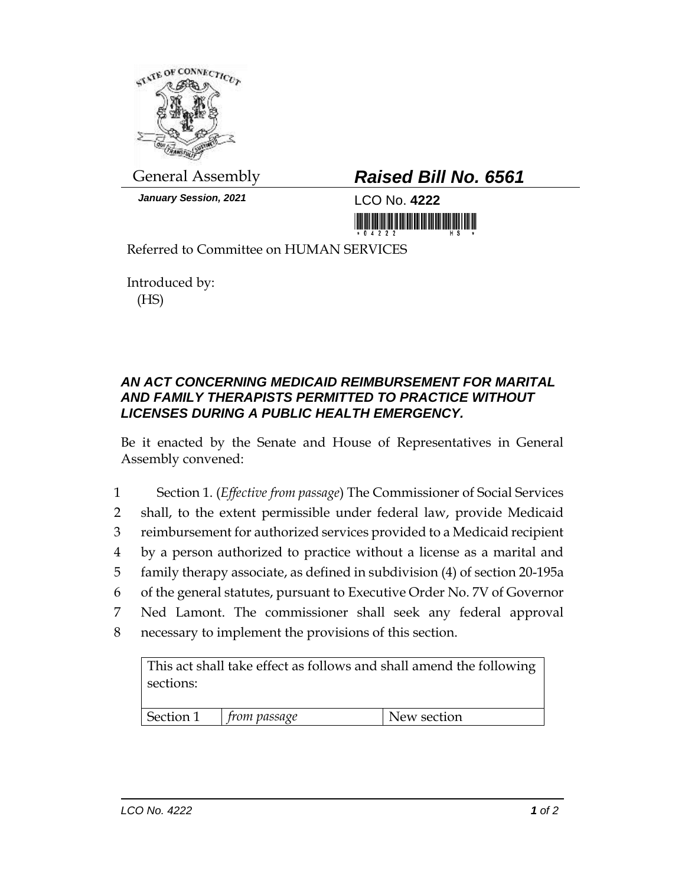General Assembly

***January Session, 2021***

# ***Raised Bill No. 6561***

LCO No. **4222**

Referred to Committee on HUMAN SERVICES

Introduced by:
(HS)

### ***AN ACT CONCERNING MEDICAID REIMBURSEMENT FOR MARITAL AND FAMILY THERAPISTS PERMITTED TO PRACTICE WITHOUT LICENSES DURING A PUBLIC HEALTH EMERGENCY.***

Be it enacted by the Senate and House of Representatives in General Assembly convened:

1 Section 1. (*Effective from passage*) The Commissioner of Social Services
2 shall, to the extent permissible under federal law, provide Medicaid
3 reimbursement for authorized services provided to a Medicaid recipient
4 by a person authorized to practice without a license as a marital and
5 family therapy associate, as defined in subdivision (4) of section 20-195a
6 of the general statutes, pursuant to Executive Order No. 7V of Governor
7 Ned Lamont. The commissioner shall seek any federal approval
8 necessary to implement the provisions of this section.

| This act shall take effect as follows and shall amend the following sections: | | |
|---|---|---|
| Section 1 | *from passage* | New section |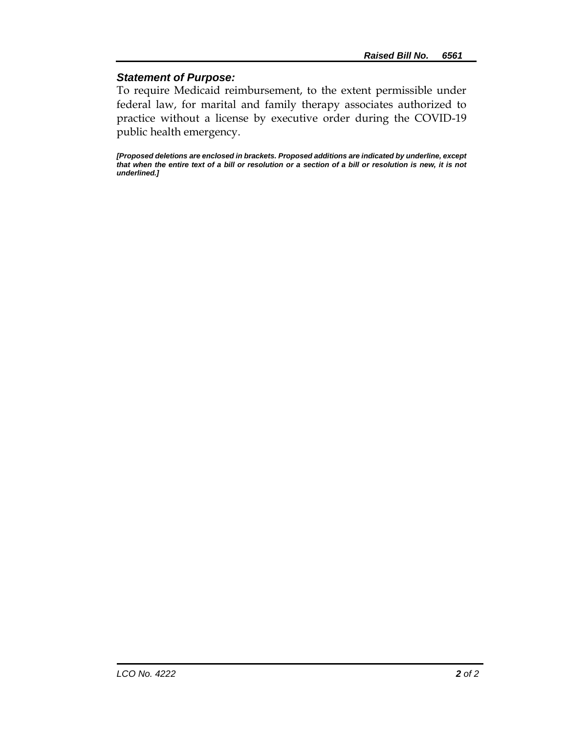### *Statement of Purpose:*

To require Medicaid reimbursement, to the extent permissible under federal law, for marital and family therapy associates authorized to practice without a license by executive order during the COVID-19 public health emergency.

***[Proposed deletions are enclosed in brackets. Proposed additions are indicated by underline, except that when the entire text of a bill or resolution or a section of a bill or resolution is new, it is not underlined.]***